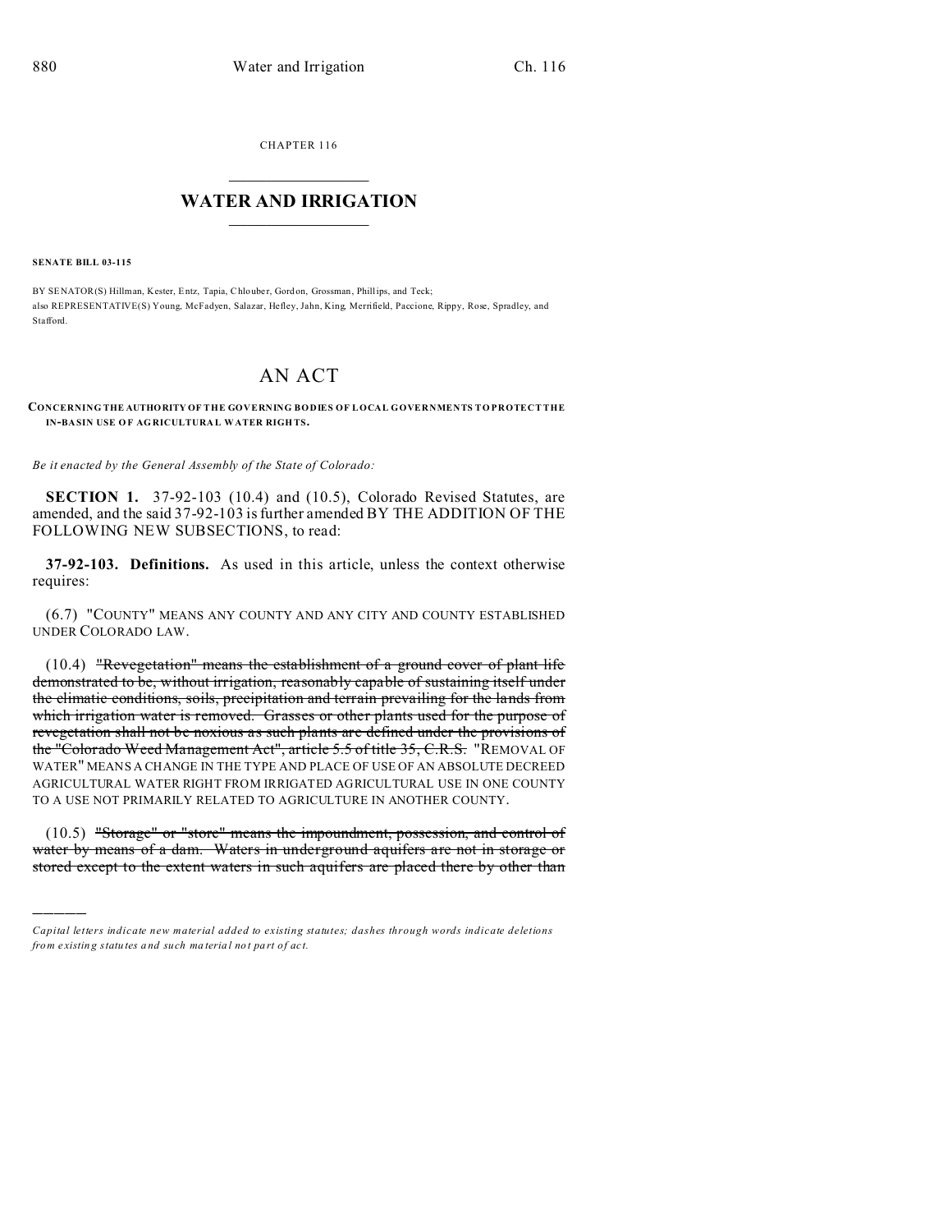CHAPTER 116

# WATER AND IRRIGATION

**SENATE BILL 03-115**

BY SENATOR(S) Hillman, Kester, Entz, Tapia, Chlouber, Gordon, Grossman, Phillips, and Teck;
also REPRESENTATIVE(S) Young, McFadyen, Salazar, Hefley, Jahn, King, Merrifield, Paccione, Rippy, Rose, Spradley, and Stafford.

# AN ACT

**CONCERNING THE AUTHORITY OF THE GOVERNING BODIES OF LOCAL GOVERNMENTS TO PROTECT THE IN-BASIN USE OF AGRICULTURAL WATER RIGHTS.**

*Be it enacted by the General Assembly of the State of Colorado:*

**SECTION 1.** 37-92-103 (10.4) and (10.5), Colorado Revised Statutes, are amended, and the said 37-92-103 is further amended BY THE ADDITION OF THE FOLLOWING NEW SUBSECTIONS, to read:

**37-92-103. Definitions.** As used in this article, unless the context otherwise requires:

(6.7) "COUNTY" MEANS ANY COUNTY AND ANY CITY AND COUNTY ESTABLISHED UNDER COLORADO LAW.

(10.4) ~~"Revegetation" means the establishment of a ground cover of plant life demonstrated to be, without irrigation, reasonably capable of sustaining itself under the climatic conditions, soils, precipitation and terrain prevailing for the lands from which irrigation water is removed. Grasses or other plants used for the purpose of revegetation shall not be noxious as such plants are defined under the provisions of the "Colorado Weed Management Act", article 5.5 of title 35, C.R.S.~~ "REMOVAL OF WATER" MEANS A CHANGE IN THE TYPE AND PLACE OF USE OF AN ABSOLUTE DECREED AGRICULTURAL WATER RIGHT FROM IRRIGATED AGRICULTURAL USE IN ONE COUNTY TO A USE NOT PRIMARILY RELATED TO AGRICULTURE IN ANOTHER COUNTY.

(10.5) ~~"Storage" or "store" means the impoundment, possession, and control of water by means of a dam. Waters in underground aquifers are not in storage or stored except to the extent waters in such aquifers are placed there by other than~~

---

*Capital letters indicate new material added to existing statutes; dashes through words indicate deletions from existing statutes and such material not part of act.*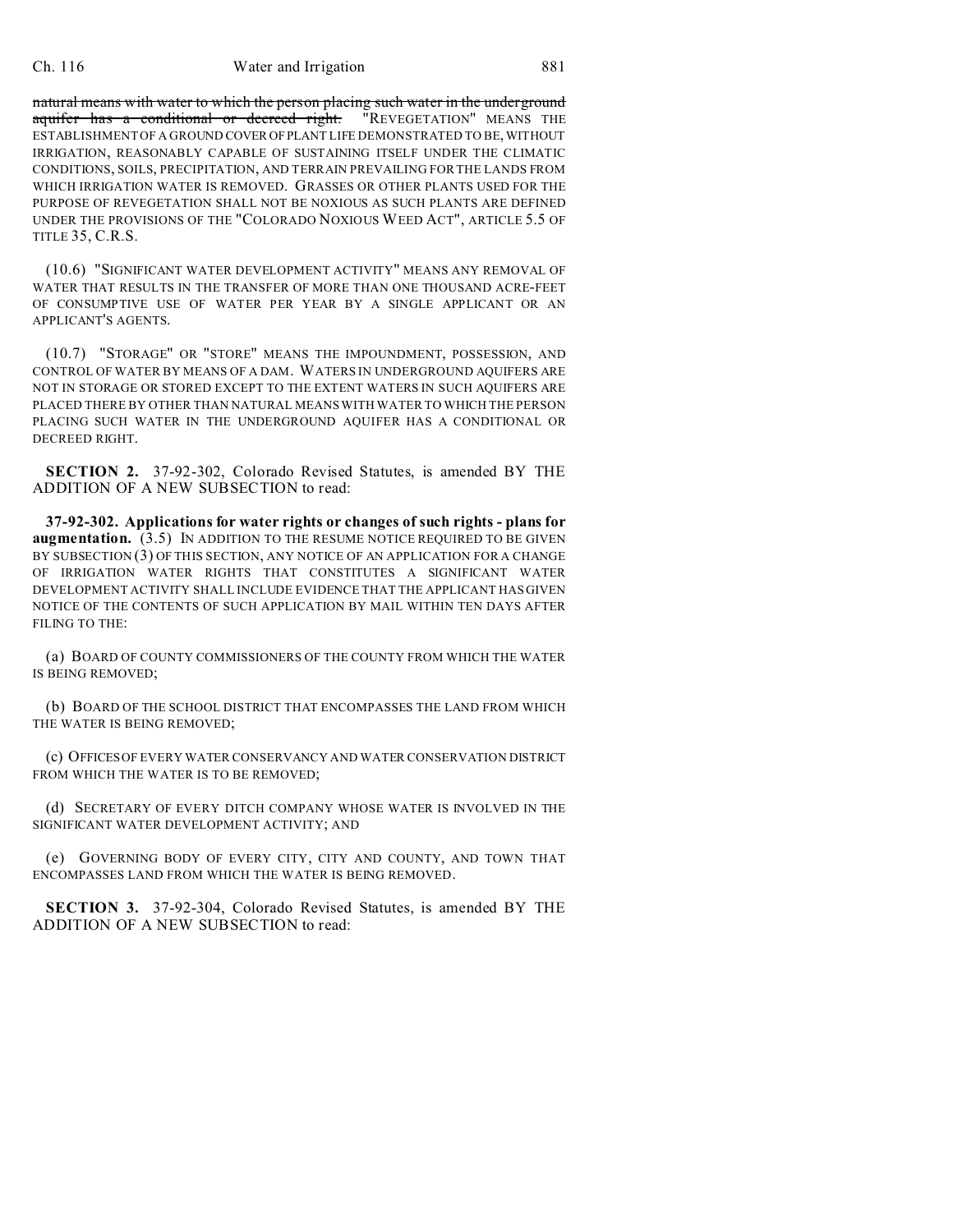~~natural means with water to which the person placing such water in the underground aquifer has a conditional or decreed right.~~ "REVEGETATION" MEANS THE ESTABLISHMENT OF A GROUND COVER OF PLANT LIFE DEMONSTRATED TO BE, WITHOUT IRRIGATION, REASONABLY CAPABLE OF SUSTAINING ITSELF UNDER THE CLIMATIC CONDITIONS, SOILS, PRECIPITATION, AND TERRAIN PREVAILING FOR THE LANDS FROM WHICH IRRIGATION WATER IS REMOVED. GRASSES OR OTHER PLANTS USED FOR THE PURPOSE OF REVEGETATION SHALL NOT BE NOXIOUS AS SUCH PLANTS ARE DEFINED UNDER THE PROVISIONS OF THE "COLORADO NOXIOUS WEED ACT", ARTICLE 5.5 OF TITLE 35, C.R.S.

(10.6) "SIGNIFICANT WATER DEVELOPMENT ACTIVITY" MEANS ANY REMOVAL OF WATER THAT RESULTS IN THE TRANSFER OF MORE THAN ONE THOUSAND ACRE-FEET OF CONSUMPTIVE USE OF WATER PER YEAR BY A SINGLE APPLICANT OR AN APPLICANT'S AGENTS.

(10.7) "STORAGE" OR "STORE" MEANS THE IMPOUNDMENT, POSSESSION, AND CONTROL OF WATER BY MEANS OF A DAM. WATERS IN UNDERGROUND AQUIFERS ARE NOT IN STORAGE OR STORED EXCEPT TO THE EXTENT WATERS IN SUCH AQUIFERS ARE PLACED THERE BY OTHER THAN NATURAL MEANS WITH WATER TO WHICH THE PERSON PLACING SUCH WATER IN THE UNDERGROUND AQUIFER HAS A CONDITIONAL OR DECREED RIGHT.

**SECTION 2.** 37-92-302, Colorado Revised Statutes, is amended BY THE ADDITION OF A NEW SUBSECTION to read:

**37-92-302. Applications for water rights or changes of such rights - plans for augmentation.** (3.5) IN ADDITION TO THE RESUME NOTICE REQUIRED TO BE GIVEN BY SUBSECTION (3) OF THIS SECTION, ANY NOTICE OF AN APPLICATION FOR A CHANGE OF IRRIGATION WATER RIGHTS THAT CONSTITUTES A SIGNIFICANT WATER DEVELOPMENT ACTIVITY SHALL INCLUDE EVIDENCE THAT THE APPLICANT HAS GIVEN NOTICE OF THE CONTENTS OF SUCH APPLICATION BY MAIL WITHIN TEN DAYS AFTER FILING TO THE:

(a) BOARD OF COUNTY COMMISSIONERS OF THE COUNTY FROM WHICH THE WATER IS BEING REMOVED;

(b) BOARD OF THE SCHOOL DISTRICT THAT ENCOMPASSES THE LAND FROM WHICH THE WATER IS BEING REMOVED;

(c) OFFICES OF EVERY WATER CONSERVANCY AND WATER CONSERVATION DISTRICT FROM WHICH THE WATER IS TO BE REMOVED;

(d) SECRETARY OF EVERY DITCH COMPANY WHOSE WATER IS INVOLVED IN THE SIGNIFICANT WATER DEVELOPMENT ACTIVITY; AND

(e) GOVERNING BODY OF EVERY CITY, CITY AND COUNTY, AND TOWN THAT ENCOMPASSES LAND FROM WHICH THE WATER IS BEING REMOVED.

**SECTION 3.** 37-92-304, Colorado Revised Statutes, is amended BY THE ADDITION OF A NEW SUBSECTION to read: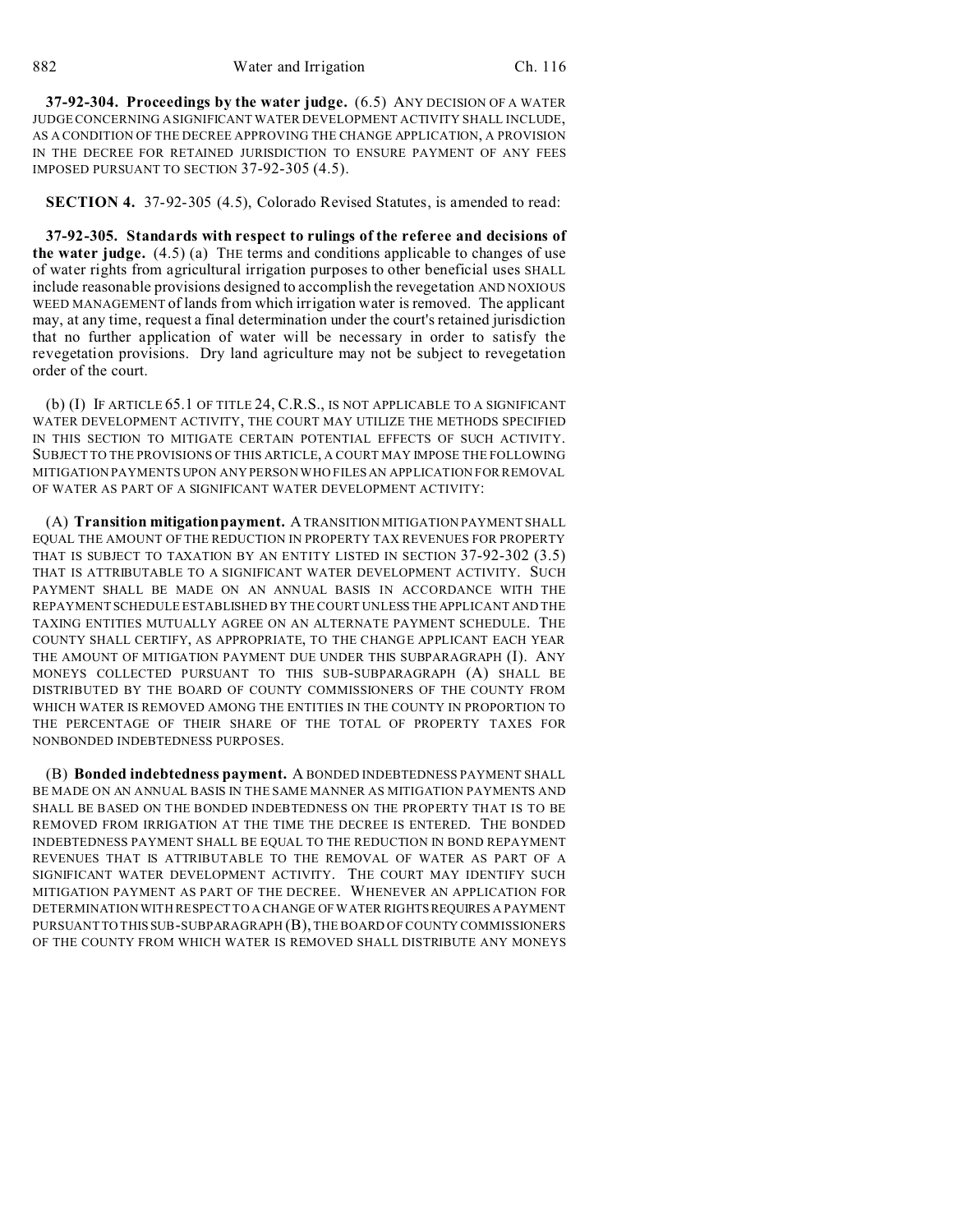**37-92-304. Proceedings by the water judge.** (6.5) ANY DECISION OF A WATER JUDGE CONCERNING A SIGNIFICANT WATER DEVELOPMENT ACTIVITY SHALL INCLUDE, AS A CONDITION OF THE DECREE APPROVING THE CHANGE APPLICATION, A PROVISION IN THE DECREE FOR RETAINED JURISDICTION TO ENSURE PAYMENT OF ANY FEES IMPOSED PURSUANT TO SECTION 37-92-305 (4.5).

**SECTION 4.** 37-92-305 (4.5), Colorado Revised Statutes, is amended to read:

**37-92-305. Standards with respect to rulings of the referee and decisions of the water judge.** (4.5) (a) THE terms and conditions applicable to changes of use of water rights from agricultural irrigation purposes to other beneficial uses SHALL include reasonable provisions designed to accomplish the revegetation AND NOXIOUS WEED MANAGEMENT of lands from which irrigation water is removed. The applicant may, at any time, request a final determination under the court's retained jurisdiction that no further application of water will be necessary in order to satisfy the revegetation provisions. Dry land agriculture may not be subject to revegetation order of the court.

(b) (I) IF ARTICLE 65.1 OF TITLE 24, C.R.S., IS NOT APPLICABLE TO A SIGNIFICANT WATER DEVELOPMENT ACTIVITY, THE COURT MAY UTILIZE THE METHODS SPECIFIED IN THIS SECTION TO MITIGATE CERTAIN POTENTIAL EFFECTS OF SUCH ACTIVITY. SUBJECT TO THE PROVISIONS OF THIS ARTICLE, A COURT MAY IMPOSE THE FOLLOWING MITIGATION PAYMENTS UPON ANY PERSON WHO FILES AN APPLICATION FOR REMOVAL OF WATER AS PART OF A SIGNIFICANT WATER DEVELOPMENT ACTIVITY:

(A) **Transition mitigation payment.** A TRANSITION MITIGATION PAYMENT SHALL EQUAL THE AMOUNT OF THE REDUCTION IN PROPERTY TAX REVENUES FOR PROPERTY THAT IS SUBJECT TO TAXATION BY AN ENTITY LISTED IN SECTION 37-92-302 (3.5) THAT IS ATTRIBUTABLE TO A SIGNIFICANT WATER DEVELOPMENT ACTIVITY. SUCH PAYMENT SHALL BE MADE ON AN ANNUAL BASIS IN ACCORDANCE WITH THE REPAYMENT SCHEDULE ESTABLISHED BY THE COURT UNLESS THE APPLICANT AND THE TAXING ENTITIES MUTUALLY AGREE ON AN ALTERNATE PAYMENT SCHEDULE. THE COUNTY SHALL CERTIFY, AS APPROPRIATE, TO THE CHANGE APPLICANT EACH YEAR THE AMOUNT OF MITIGATION PAYMENT DUE UNDER THIS SUBPARAGRAPH (I). ANY MONEYS COLLECTED PURSUANT TO THIS SUB-SUBPARAGRAPH (A) SHALL BE DISTRIBUTED BY THE BOARD OF COUNTY COMMISSIONERS OF THE COUNTY FROM WHICH WATER IS REMOVED AMONG THE ENTITIES IN THE COUNTY IN PROPORTION TO THE PERCENTAGE OF THEIR SHARE OF THE TOTAL OF PROPERTY TAXES FOR NONBONDED INDEBTEDNESS PURPOSES.

(B) **Bonded indebtedness payment.** A BONDED INDEBTEDNESS PAYMENT SHALL BE MADE ON AN ANNUAL BASIS IN THE SAME MANNER AS MITIGATION PAYMENTS AND SHALL BE BASED ON THE BONDED INDEBTEDNESS ON THE PROPERTY THAT IS TO BE REMOVED FROM IRRIGATION AT THE TIME THE DECREE IS ENTERED. THE BONDED INDEBTEDNESS PAYMENT SHALL BE EQUAL TO THE REDUCTION IN BOND REPAYMENT REVENUES THAT IS ATTRIBUTABLE TO THE REMOVAL OF WATER AS PART OF A SIGNIFICANT WATER DEVELOPMENT ACTIVITY. THE COURT MAY IDENTIFY SUCH MITIGATION PAYMENT AS PART OF THE DECREE. WHENEVER AN APPLICATION FOR DETERMINATION WITH RESPECT TO A CHANGE OF WATER RIGHTS REQUIRES A PAYMENT PURSUANT TO THIS SUB-SUBPARAGRAPH (B), THE BOARD OF COUNTY COMMISSIONERS OF THE COUNTY FROM WHICH WATER IS REMOVED SHALL DISTRIBUTE ANY MONEYS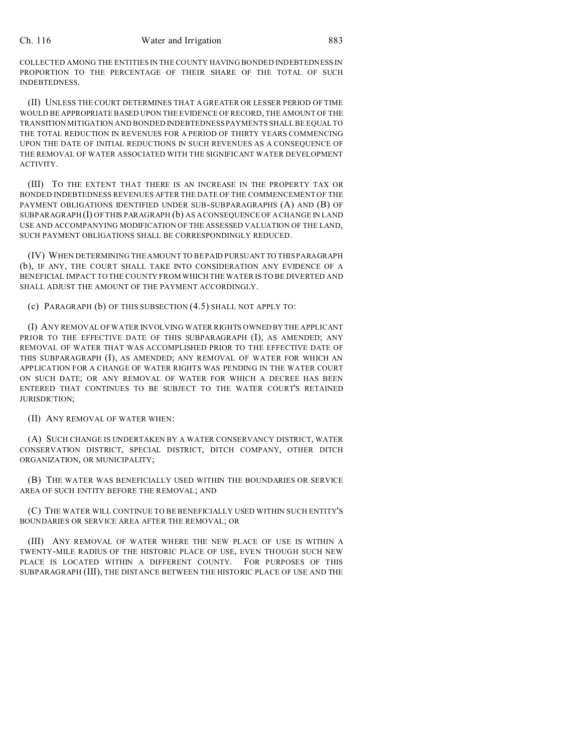COLLECTED AMONG THE ENTITIES IN THE COUNTY HAVING BONDED INDEBTEDNESS IN PROPORTION TO THE PERCENTAGE OF THEIR SHARE OF THE TOTAL OF SUCH INDEBTEDNESS.

(II) UNLESS THE COURT DETERMINES THAT A GREATER OR LESSER PERIOD OF TIME WOULD BE APPROPRIATE BASED UPON THE EVIDENCE OF RECORD, THE AMOUNT OF THE TRANSITION MITIGATION AND BONDED INDEBTEDNESS PAYMENTS SHALL BE EQUAL TO THE TOTAL REDUCTION IN REVENUES FOR A PERIOD OF THIRTY YEARS COMMENCING UPON THE DATE OF INITIAL REDUCTIONS IN SUCH REVENUES AS A CONSEQUENCE OF THE REMOVAL OF WATER ASSOCIATED WITH THE SIGNIFICANT WATER DEVELOPMENT ACTIVITY.

(III) TO THE EXTENT THAT THERE IS AN INCREASE IN THE PROPERTY TAX OR BONDED INDEBTEDNESS REVENUES AFTER THE DATE OF THE COMMENCEMENT OF THE PAYMENT OBLIGATIONS IDENTIFIED UNDER SUB-SUBPARAGRAPHS (A) AND (B) OF SUBPARAGRAPH (I) OF THIS PARAGRAPH (b) AS A CONSEQUENCE OF A CHANGE IN LAND USE AND ACCOMPANYING MODIFICATION OF THE ASSESSED VALUATION OF THE LAND, SUCH PAYMENT OBLIGATIONS SHALL BE CORRESPONDINGLY REDUCED.

(IV) WHEN DETERMINING THE AMOUNT TO BE PAID PURSUANT TO THIS PARAGRAPH (b), IF ANY, THE COURT SHALL TAKE INTO CONSIDERATION ANY EVIDENCE OF A BENEFICIAL IMPACT TO THE COUNTY FROM WHICH THE WATER IS TO BE DIVERTED AND SHALL ADJUST THE AMOUNT OF THE PAYMENT ACCORDINGLY.

(c) PARAGRAPH (b) OF THIS SUBSECTION (4.5) SHALL NOT APPLY TO:

(I) ANY REMOVAL OF WATER INVOLVING WATER RIGHTS OWNED BY THE APPLICANT PRIOR TO THE EFFECTIVE DATE OF THIS SUBPARAGRAPH (I), AS AMENDED; ANY REMOVAL OF WATER THAT WAS ACCOMPLISHED PRIOR TO THE EFFECTIVE DATE OF THIS SUBPARAGRAPH (I), AS AMENDED; ANY REMOVAL OF WATER FOR WHICH AN APPLICATION FOR A CHANGE OF WATER RIGHTS WAS PENDING IN THE WATER COURT ON SUCH DATE; OR ANY REMOVAL OF WATER FOR WHICH A DECREE HAS BEEN ENTERED THAT CONTINUES TO BE SUBJECT TO THE WATER COURT'S RETAINED JURISDICTION;

(II) ANY REMOVAL OF WATER WHEN:

(A) SUCH CHANGE IS UNDERTAKEN BY A WATER CONSERVANCY DISTRICT, WATER CONSERVATION DISTRICT, SPECIAL DISTRICT, DITCH COMPANY, OTHER DITCH ORGANIZATION, OR MUNICIPALITY;

(B) THE WATER WAS BENEFICIALLY USED WITHIN THE BOUNDARIES OR SERVICE AREA OF SUCH ENTITY BEFORE THE REMOVAL; AND

(C) THE WATER WILL CONTINUE TO BE BENEFICIALLY USED WITHIN SUCH ENTITY'S BOUNDARIES OR SERVICE AREA AFTER THE REMOVAL; OR

(III) ANY REMOVAL OF WATER WHERE THE NEW PLACE OF USE IS WITHIN A TWENTY-MILE RADIUS OF THE HISTORIC PLACE OF USE, EVEN THOUGH SUCH NEW PLACE IS LOCATED WITHIN A DIFFERENT COUNTY. FOR PURPOSES OF THIS SUBPARAGRAPH (III), THE DISTANCE BETWEEN THE HISTORIC PLACE OF USE AND THE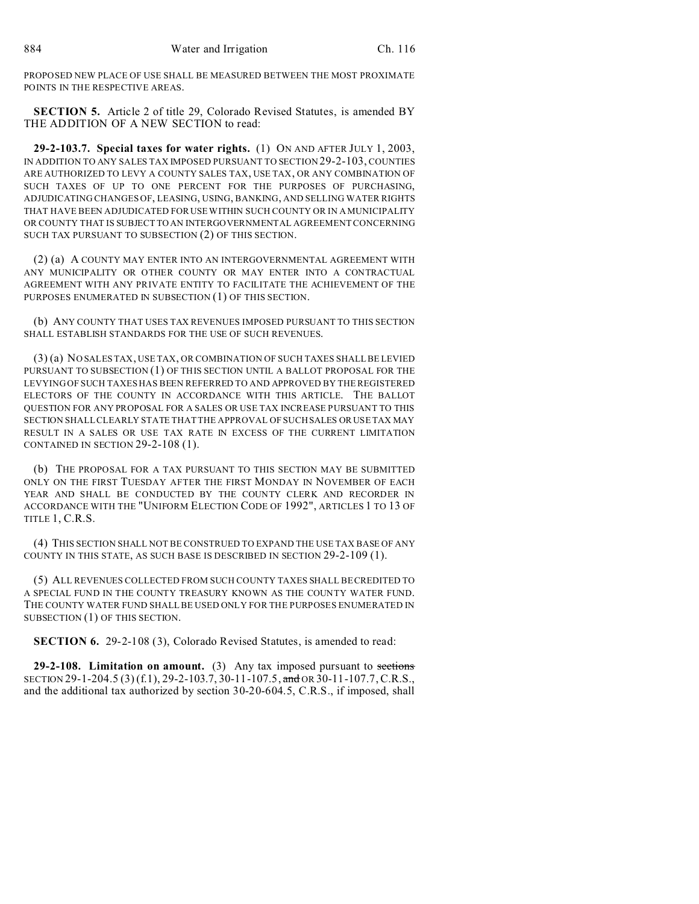PROPOSED NEW PLACE OF USE SHALL BE MEASURED BETWEEN THE MOST PROXIMATE POINTS IN THE RESPECTIVE AREAS.

**SECTION 5.** Article 2 of title 29, Colorado Revised Statutes, is amended BY THE ADDITION OF A NEW SECTION to read:

**29-2-103.7. Special taxes for water rights.** (1) ON AND AFTER JULY 1, 2003, IN ADDITION TO ANY SALES TAX IMPOSED PURSUANT TO SECTION 29-2-103, COUNTIES ARE AUTHORIZED TO LEVY A COUNTY SALES TAX, USE TAX, OR ANY COMBINATION OF SUCH TAXES OF UP TO ONE PERCENT FOR THE PURPOSES OF PURCHASING, ADJUDICATING CHANGES OF, LEASING, USING, BANKING, AND SELLING WATER RIGHTS THAT HAVE BEEN ADJUDICATED FOR USE WITHIN SUCH COUNTY OR IN A MUNICIPALITY OR COUNTY THAT IS SUBJECT TO AN INTERGOVERNMENTAL AGREEMENT CONCERNING SUCH TAX PURSUANT TO SUBSECTION (2) OF THIS SECTION.

(2) (a) A COUNTY MAY ENTER INTO AN INTERGOVERNMENTAL AGREEMENT WITH ANY MUNICIPALITY OR OTHER COUNTY OR MAY ENTER INTO A CONTRACTUAL AGREEMENT WITH ANY PRIVATE ENTITY TO FACILITATE THE ACHIEVEMENT OF THE PURPOSES ENUMERATED IN SUBSECTION (1) OF THIS SECTION.

(b) ANY COUNTY THAT USES TAX REVENUES IMPOSED PURSUANT TO THIS SECTION SHALL ESTABLISH STANDARDS FOR THE USE OF SUCH REVENUES.

(3) (a) NO SALES TAX, USE TAX, OR COMBINATION OF SUCH TAXES SHALL BE LEVIED PURSUANT TO SUBSECTION (1) OF THIS SECTION UNTIL A BALLOT PROPOSAL FOR THE LEVYING OF SUCH TAXES HAS BEEN REFERRED TO AND APPROVED BY THE REGISTERED ELECTORS OF THE COUNTY IN ACCORDANCE WITH THIS ARTICLE. THE BALLOT QUESTION FOR ANY PROPOSAL FOR A SALES OR USE TAX INCREASE PURSUANT TO THIS SECTION SHALL CLEARLY STATE THAT THE APPROVAL OF SUCH SALES OR USE TAX MAY RESULT IN A SALES OR USE TAX RATE IN EXCESS OF THE CURRENT LIMITATION CONTAINED IN SECTION 29-2-108 (1).

(b) THE PROPOSAL FOR A TAX PURSUANT TO THIS SECTION MAY BE SUBMITTED ONLY ON THE FIRST TUESDAY AFTER THE FIRST MONDAY IN NOVEMBER OF EACH YEAR AND SHALL BE CONDUCTED BY THE COUNTY CLERK AND RECORDER IN ACCORDANCE WITH THE "UNIFORM ELECTION CODE OF 1992", ARTICLES 1 TO 13 OF TITLE 1, C.R.S.

(4) THIS SECTION SHALL NOT BE CONSTRUED TO EXPAND THE USE TAX BASE OF ANY COUNTY IN THIS STATE, AS SUCH BASE IS DESCRIBED IN SECTION 29-2-109 (1).

(5) ALL REVENUES COLLECTED FROM SUCH COUNTY TAXES SHALL BE CREDITED TO A SPECIAL FUND IN THE COUNTY TREASURY KNOWN AS THE COUNTY WATER FUND. THE COUNTY WATER FUND SHALL BE USED ONLY FOR THE PURPOSES ENUMERATED IN SUBSECTION (1) OF THIS SECTION.

**SECTION 6.** 29-2-108 (3), Colorado Revised Statutes, is amended to read:

**29-2-108. Limitation on amount.** (3) Any tax imposed pursuant to ~~sections~~ SECTION 29-1-204.5 (3) (f.1), 29-2-103.7, 30-11-107.5, ~~and~~ OR 30-11-107.7, C.R.S., and the additional tax authorized by section 30-20-604.5, C.R.S., if imposed, shall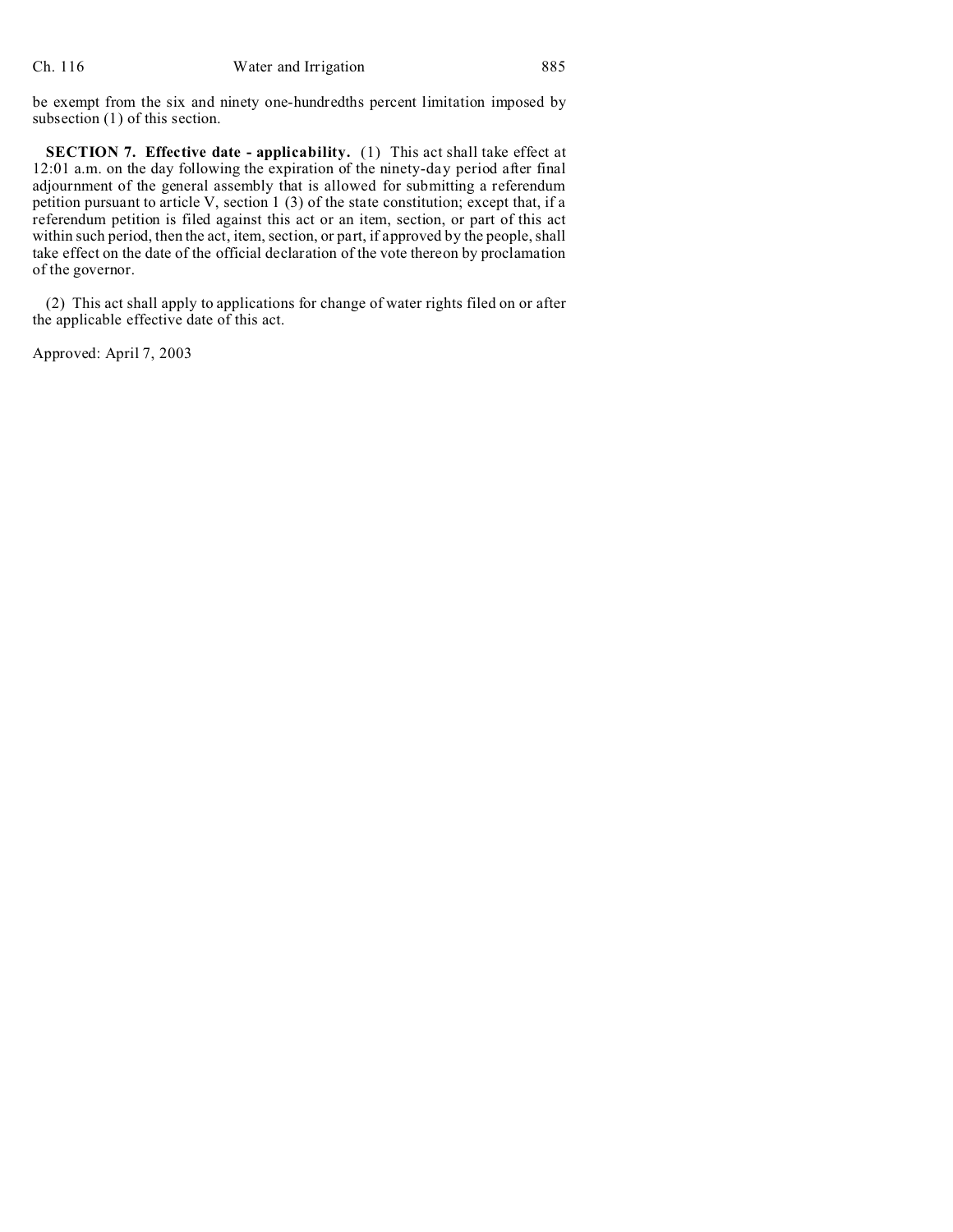be exempt from the six and ninety one-hundredths percent limitation imposed by subsection (1) of this section.

**SECTION 7. Effective date - applicability.** (1) This act shall take effect at 12:01 a.m. on the day following the expiration of the ninety-day period after final adjournment of the general assembly that is allowed for submitting a referendum petition pursuant to article V, section 1 (3) of the state constitution; except that, if a referendum petition is filed against this act or an item, section, or part of this act within such period, then the act, item, section, or part, if approved by the people, shall take effect on the date of the official declaration of the vote thereon by proclamation of the governor.

(2) This act shall apply to applications for change of water rights filed on or after the applicable effective date of this act.

Approved: April 7, 2003